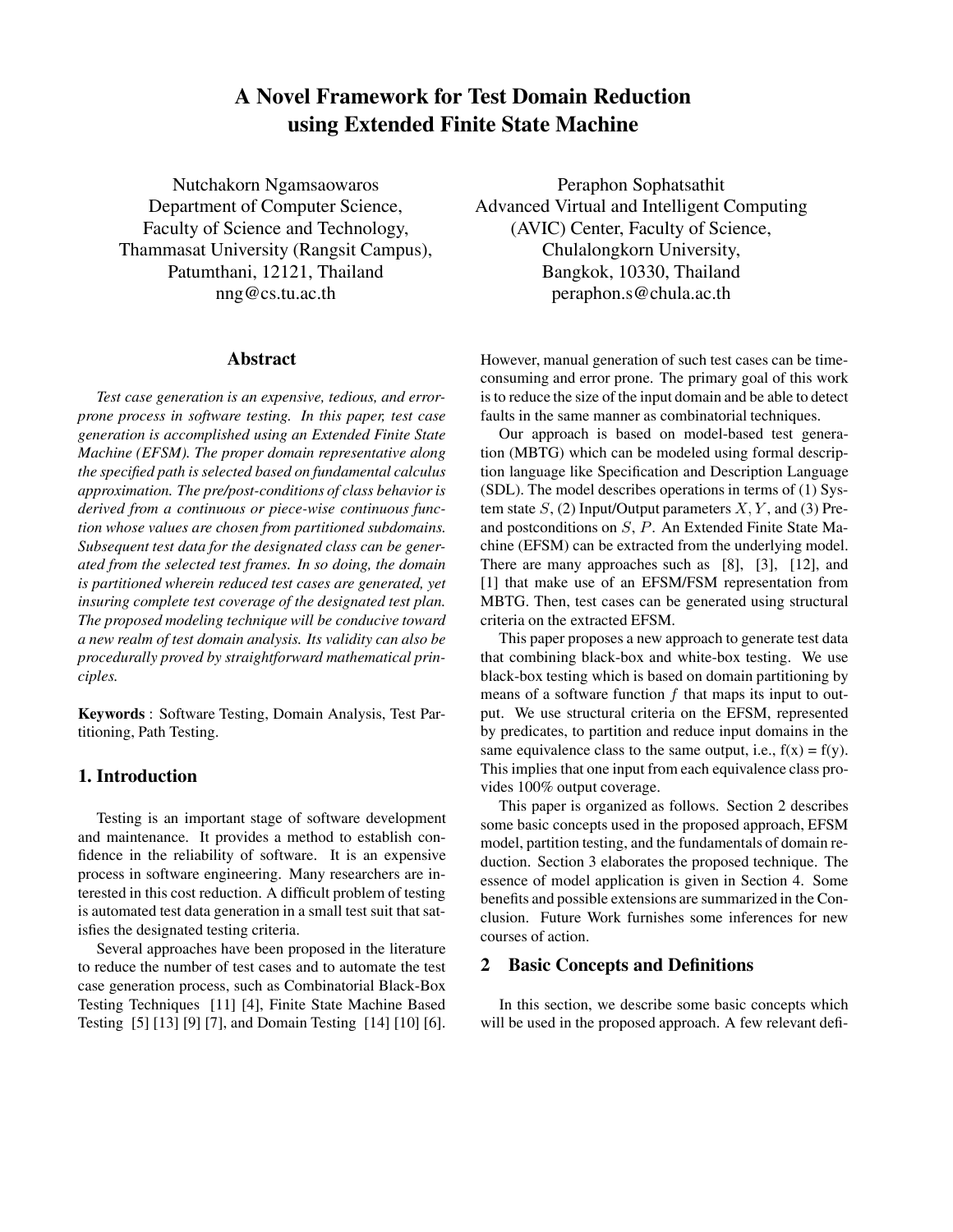# A Novel Framework for Test Domain Reduction using Extended Finite State Machine

Nutchakorn Ngamsaowaros
Department of Computer Science,
Faculty of Science and Technology,
Thammasat University (Rangsit Campus),
Patumthani, 12121, Thailand
nng@cs.tu.ac.th

Peraphon Sophatsathit
Advanced Virtual and Intelligent Computing (AVIC) Center, Faculty of Science,
Chulalongkorn University,
Bangkok, 10330, Thailand
peraphon.s@chula.ac.th

## Abstract

*Test case generation is an expensive, tedious, and error-prone process in software testing. In this paper, test case generation is accomplished using an Extended Finite State Machine (EFSM). The proper domain representative along the specified path is selected based on fundamental calculus approximation. The pre/post-conditions of class behavior is derived from a continuous or piece-wise continuous function whose values are chosen from partitioned subdomains. Subsequent test data for the designated class can be generated from the selected test frames. In so doing, the domain is partitioned wherein reduced test cases are generated, yet insuring complete test coverage of the designated test plan. The proposed modeling technique will be conducive toward a new realm of test domain analysis. Its validity can also be procedurally proved by straightforward mathematical principles.*

**Keywords** : Software Testing, Domain Analysis, Test Partitioning, Path Testing.

## 1. Introduction

Testing is an important stage of software development and maintenance. It provides a method to establish confidence in the reliability of software. It is an expensive process in software engineering. Many researchers are interested in this cost reduction. A difficult problem of testing is automated test data generation in a small test suit that satisfies the designated testing criteria.

Several approaches have been proposed in the literature to reduce the number of test cases and to automate the test case generation process, such as Combinatorial Black-Box Testing Techniques [11] [4], Finite State Machine Based Testing [5] [13] [9] [7], and Domain Testing [14] [10] [6]. However, manual generation of such test cases can be time-consuming and error prone. The primary goal of this work is to reduce the size of the input domain and be able to detect faults in the same manner as combinatorial techniques.

Our approach is based on model-based test generation (MBTG) which can be modeled using formal description language like Specification and Description Language (SDL). The model describes operations in terms of (1) System state $S$, (2) Input/Output parameters $X, Y$, and (3) Pre- and postconditions on $S$, $P$. An Extended Finite State Machine (EFSM) can be extracted from the underlying model. There are many approaches such as [8], [3], [12], and [1] that make use of an EFSM/FSM representation from MBTG. Then, test cases can be generated using structural criteria on the extracted EFSM.

This paper proposes a new approach to generate test data that combining black-box and white-box testing. We use black-box testing which is based on domain partitioning by means of a software function $f$ that maps its input to output. We use structural criteria on the EFSM, represented by predicates, to partition and reduce input domains in the same equivalence class to the same output, i.e., f(x) = f(y). This implies that one input from each equivalence class provides 100% output coverage.

This paper is organized as follows. Section 2 describes some basic concepts used in the proposed approach, EFSM model, partition testing, and the fundamentals of domain reduction. Section 3 elaborates the proposed technique. The essence of model application is given in Section 4. Some benefits and possible extensions are summarized in the Conclusion. Future Work furnishes some inferences for new courses of action.

## 2 Basic Concepts and Definitions

In this section, we describe some basic concepts which will be used in the proposed approach. A few relevant defi-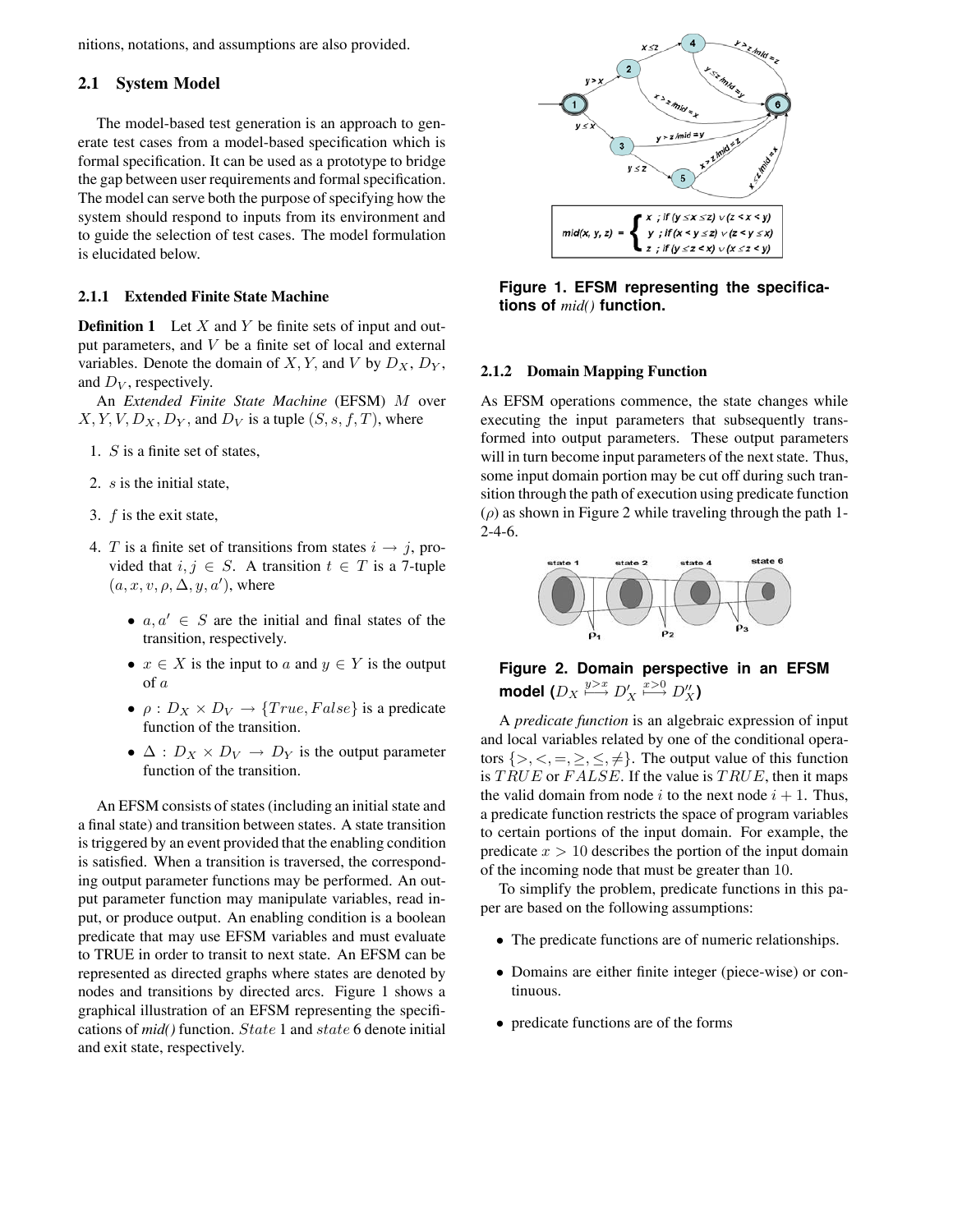nitions, notations, and assumptions are also provided.

## 2.1 System Model

The model-based test generation is an approach to generate test cases from a model-based specification which is formal specification. It can be used as a prototype to bridge the gap between user requirements and formal specification. The model can serve both the purpose of specifying how the system should respond to inputs from its environment and to guide the selection of test cases. The model formulation is elucidated below.

### 2.1.1 Extended Finite State Machine

**Definition 1** Let $X$ and $Y$ be finite sets of input and output parameters, and $V$ be a finite set of local and external variables. Denote the domain of $X, Y$, and $V$ by $D_X$, $D_Y$, and $D_V$, respectively.

An *Extended Finite State Machine* (EFSM) $M$ over $X, Y, V, D_X, D_Y$, and $D_V$ is a tuple $(S, s, f, T)$, where

1. $S$ is a finite set of states,
2. $s$ is the initial state,
3. $f$ is the exit state,
4. $T$ is a finite set of transitions from states $i \rightarrow j$, provided that $i, j \in S$. A transition $t \in T$ is a 7-tuple $(a, x, v, \rho, \Delta, y, a')$, where
   - $a, a' \in S$ are the initial and final states of the transition, respectively.
   - $x \in X$ is the input to $a$ and $y \in Y$ is the output of $a$
   - $\rho : D_X \times D_V \rightarrow \{True, False\}$ is a predicate function of the transition.
   - $\Delta : D_X \times D_V \rightarrow D_Y$ is the output parameter function of the transition.

An EFSM consists of states (including an initial state and a final state) and transition between states. A state transition is triggered by an event provided that the enabling condition is satisfied. When a transition is traversed, the corresponding output parameter functions may be performed. An output parameter function may manipulate variables, read input, or produce output. An enabling condition is a boolean predicate that may use EFSM variables and must evaluate to TRUE in order to transit to next state. An EFSM can be represented as directed graphs where states are denoted by nodes and transitions by directed arcs. Figure 1 shows a graphical illustration of an EFSM representing the specifications of *mid()* function. $State$ 1 and $state$ 6 denote initial and exit state, respectively.

$$mid(x, y, z) = \begin{cases} x \; ; \text{if } (y \leq x \leq z) \vee (z < x < y) \\ y \; ; \text{if } (x < y \leq z) \vee (z < y \leq x) \\ z \; ; \text{if } (y \leq z < x) \vee (x \leq z < y) \end{cases}$$

**Figure 1. EFSM representing the specifications of *mid()* function.**

### 2.1.2 Domain Mapping Function

As EFSM operations commence, the state changes while executing the input parameters that subsequently transformed into output parameters. These output parameters will in turn become input parameters of the next state. Thus, some input domain portion may be cut off during such transition through the path of execution using predicate function ($\rho$) as shown in Figure 2 while traveling through the path 1-2-4-6.

**Figure 2. Domain perspective in an EFSM model ($D_X \stackrel{y>x}{\longmapsto} D'_X \stackrel{x>0}{\longmapsto} D''_X$)**

A *predicate function* is an algebraic expression of input and local variables related by one of the conditional operators $\{>, <, =, \geq, \leq, \neq\}$. The output value of this function is $TRUE$ or $FALSE$. If the value is $TRUE$, then it maps the valid domain from node $i$ to the next node $i + 1$. Thus, a predicate function restricts the space of program variables to certain portions of the input domain. For example, the predicate $x > 10$ describes the portion of the input domain of the incoming node that must be greater than 10.

To simplify the problem, predicate functions in this paper are based on the following assumptions:

- The predicate functions are of numeric relationships.
- Domains are either finite integer (piece-wise) or continuous.
- predicate functions are of the forms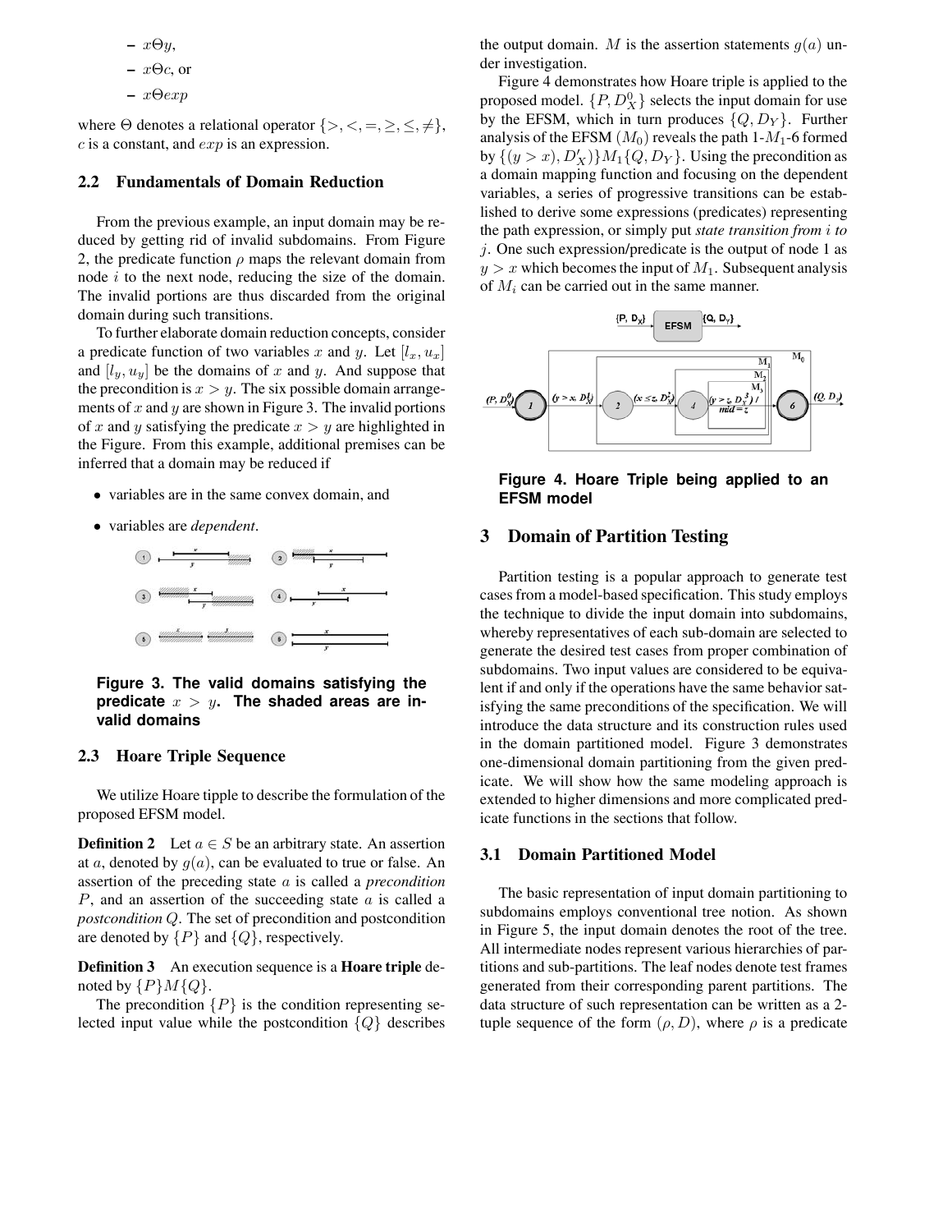– $x \Theta y$,
– $x \Theta c$, or
– $x \Theta exp$

where $\Theta$ denotes a relational operator $\{>, <, =, \geq, \leq, \neq\}$, $c$ is a constant, and $exp$ is an expression.

### 2.2 Fundamentals of Domain Reduction

From the previous example, an input domain may be reduced by getting rid of invalid subdomains. From Figure 2, the predicate function $\rho$ maps the relevant domain from node $i$ to the next node, reducing the size of the domain. The invalid portions are thus discarded from the original domain during such transitions.

To further elaborate domain reduction concepts, consider a predicate function of two variables $x$ and $y$. Let $[l_x, u_x]$ and $[l_y, u_y]$ be the domains of $x$ and $y$. And suppose that the precondition is $x > y$. The six possible domain arrangements of $x$ and $y$ are shown in Figure 3. The invalid portions of $x$ and $y$ satisfying the predicate $x > y$ are highlighted in the Figure. From this example, additional premises can be inferred that a domain may be reduced if

- variables are in the same convex domain, and
- variables are *dependent*.

**Figure 3. The valid domains satisfying the predicate $x > y$. The shaded areas are invalid domains**

### 2.3 Hoare Triple Sequence

We utilize Hoare tipple to describe the formulation of the proposed EFSM model.

**Definition 2** Let $a \in S$ be an arbitrary state. An assertion at $a$, denoted by $g(a)$, can be evaluated to true or false. An assertion of the preceding state $a$ is called a *precondition* $P$, and an assertion of the succeeding state $a$ is called a *postcondition* $Q$. The set of precondition and postcondition are denoted by $\{P\}$ and $\{Q\}$, respectively.

**Definition 3** An execution sequence is a **Hoare triple** denoted by $\{P\}M\{Q\}$.

The precondition $\{P\}$ is the condition representing selected input value while the postcondition $\{Q\}$ describes the output domain. $M$ is the assertion statements $g(a)$ under investigation.

Figure 4 demonstrates how Hoare triple is applied to the proposed model. $\{P, D_X^0\}$ selects the input domain for use by the EFSM, which in turn produces $\{Q, D_Y\}$. Further analysis of the EFSM $(M_0)$ reveals the path 1-$M_1$-6 formed by $\{(y > x), D_X'\}M_1\{Q, D_Y\}$. Using the precondition as a domain mapping function and focusing on the dependent variables, a series of progressive transitions can be established to derive some expressions (predicates) representing the path expression, or simply put *state transition from* $i$ *to* $j$. One such expression/predicate is the output of node 1 as $y > x$ which becomes the input of $M_1$. Subsequent analysis of $M_i$ can be carried out in the same manner.

**Figure 4. Hoare Triple being applied to an EFSM model**

## 3 Domain of Partition Testing

Partition testing is a popular approach to generate test cases from a model-based specification. This study employs the technique to divide the input domain into subdomains, whereby representatives of each sub-domain are selected to generate the desired test cases from proper combination of subdomains. Two input values are considered to be equivalent if and only if the operations have the same behavior satisfying the same preconditions of the specification. We will introduce the data structure and its construction rules used in the domain partitioned model. Figure 3 demonstrates one-dimensional domain partitioning from the given predicate. We will show how the same modeling approach is extended to higher dimensions and more complicated predicate functions in the sections that follow.

### 3.1 Domain Partitioned Model

The basic representation of input domain partitioning to subdomains employs conventional tree notion. As shown in Figure 5, the input domain denotes the root of the tree. All intermediate nodes represent various hierarchies of partitions and sub-partitions. The leaf nodes denote test frames generated from their corresponding parent partitions. The data structure of such representation can be written as a 2-tuple sequence of the form $(\rho, D)$, where $\rho$ is a predicate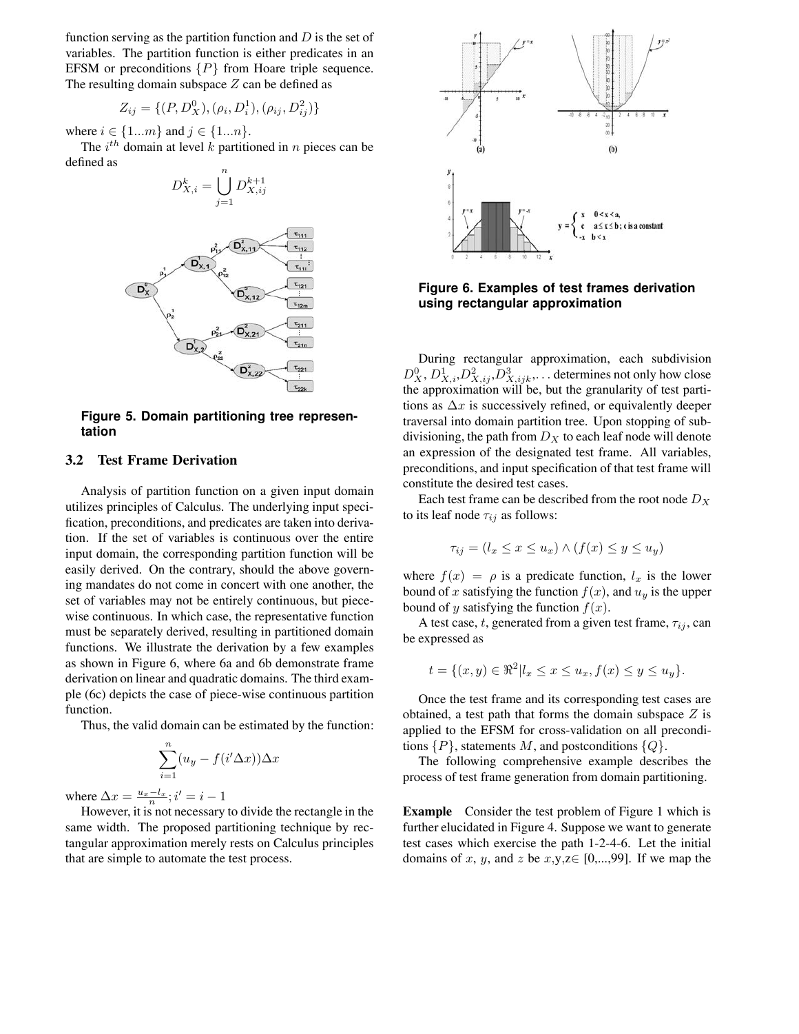function serving as the partition function and $D$ is the set of variables. The partition function is either predicates in an EFSM or preconditions $\{P\}$ from Hoare triple sequence. The resulting domain subspace $Z$ can be defined as

$$Z_{ij} = \{(P, D_X^0), (\rho_i, D_i^1), (\rho_{ij}, D_{ij}^2)\}$$

where $i \in \{1...m\}$ and $j \in \{1...n\}$.

The $i^{th}$ domain at level $k$ partitioned in $n$ pieces can be defined as

$$D_{X,i}^k = \bigcup_{j=1}^{n} D_{X,ij}^{k+1}$$

**Figure 5. Domain partitioning tree representation**

### 3.2 Test Frame Derivation

Analysis of partition function on a given input domain utilizes principles of Calculus. The underlying input specification, preconditions, and predicates are taken into derivation. If the set of variables is continuous over the entire input domain, the corresponding partition function will be easily derived. On the contrary, should the above governing mandates do not come in concert with one another, the set of variables may not be entirely continuous, but piecewise continuous. In which case, the representative function must be separately derived, resulting in partitioned domain functions. We illustrate the derivation by a few examples as shown in Figure 6, where 6a and 6b demonstrate frame derivation on linear and quadratic domains. The third example (6c) depicts the case of piece-wise continuous partition function.

Thus, the valid domain can be estimated by the function:

$$\sum_{i=1}^{n} (u_y - f(i'\Delta x))\Delta x$$

where $\Delta x = \frac{u_x - l_x}{n}$; $i' = i - 1$

However, it is not necessary to divide the rectangle in the same width. The proposed partitioning technique by rectangular approximation merely rests on Calculus principles that are simple to automate the test process.

**Figure 6. Examples of test frames derivation using rectangular approximation**

During rectangular approximation, each subdivision $D_X^0$, $D_{X,i}^1$, $D_{X,ij}^2$, $D_{X,ijk}^3$, ... determines not only how close the approximation will be, but the granularity of test partitions as $\Delta x$ is successively refined, or equivalently deeper traversal into domain partition tree. Upon stopping of subdivisioning, the path from $D_X$ to each leaf node will denote an expression of the designated test frame. All variables, preconditions, and input specification of that test frame will constitute the desired test cases.

Each test frame can be described from the root node $D_X$ to its leaf node $\tau_{ij}$ as follows:

$$\tau_{ij} = (l_x \leq x \leq u_x) \wedge (f(x) \leq y \leq u_y)$$

where $f(x) = \rho$ is a predicate function, $l_x$ is the lower bound of $x$ satisfying the function $f(x)$, and $u_y$ is the upper bound of $y$ satisfying the function $f(x)$.

A test case, $t$, generated from a given test frame, $\tau_{ij}$, can be expressed as

$$t = \{(x, y) \in \Re^2 | l_x \leq x \leq u_x, f(x) \leq y \leq u_y\}.$$

Once the test frame and its corresponding test cases are obtained, a test path that forms the domain subspace $Z$ is applied to the EFSM for cross-validation on all preconditions $\{P\}$, statements $M$, and postconditions $\{Q\}$.

The following comprehensive example describes the process of test frame generation from domain partitioning.

**Example** Consider the test problem of Figure 1 which is further elucidated in Figure 4. Suppose we want to generate test cases which exercise the path 1-2-4-6. Let the initial domains of $x$, $y$, and $z$ be $x,y,z \in [0,...,99]$. If we map the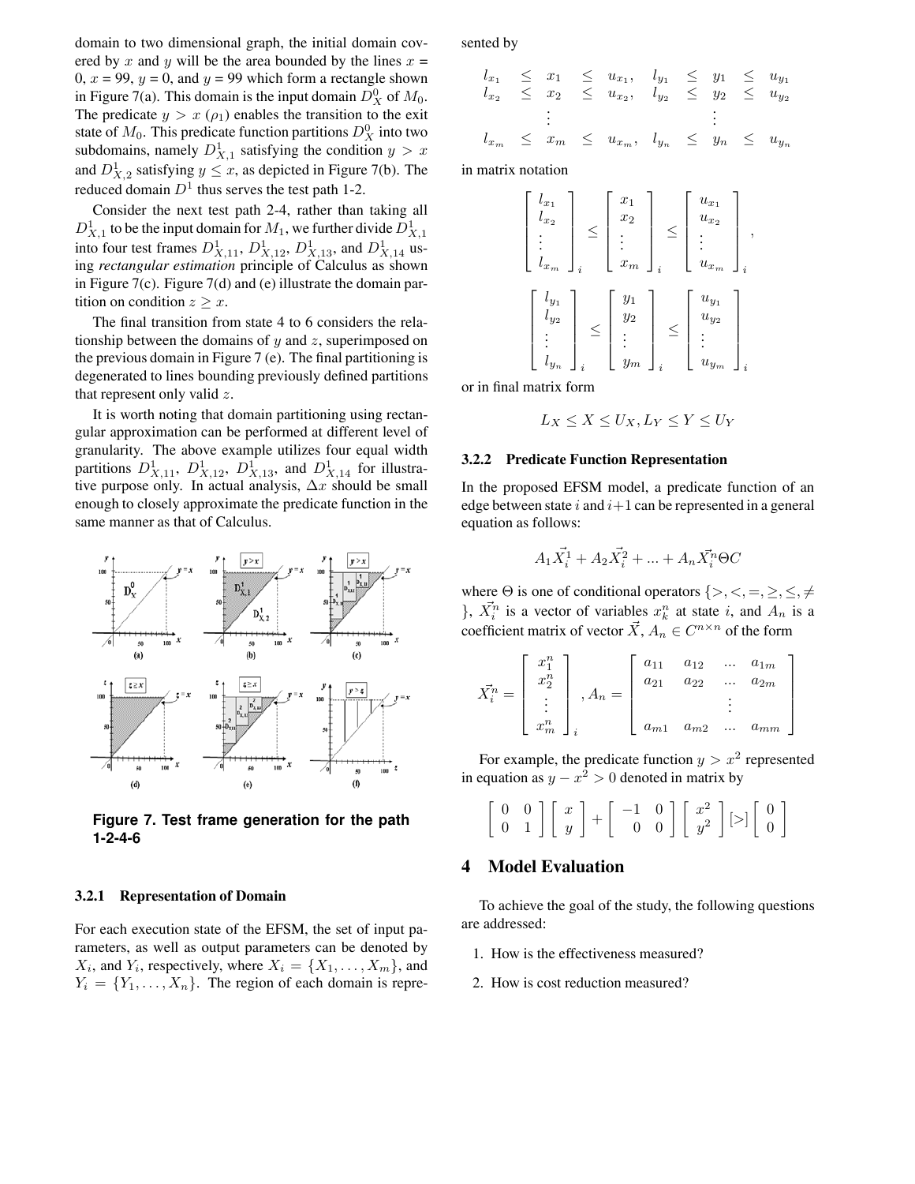domain to two dimensional graph, the initial domain covered by $x$ and $y$ will be the area bounded by the lines $x$ = 0, $x$ = 99, $y$ = 0, and $y$ = 99 which form a rectangle shown in Figure 7(a). This domain is the input domain $D_X^0$ of $M_0$. The predicate $y > x$ ($\rho_1$) enables the transition to the exit state of $M_0$. This predicate function partitions $D_X^0$ into two subdomains, namely $D_{X,1}^1$ satisfying the condition $y > x$ and $D_{X,2}^1$ satisfying $y \leq x$, as depicted in Figure 7(b). The reduced domain $D^1$ thus serves the test path 1-2.

Consider the next test path 2-4, rather than taking all $D_{X,1}^1$ to be the input domain for $M_1$, we further divide $D_{X,1}^1$ into four test frames $D_{X,11}^1$, $D_{X,12}^1$, $D_{X,13}^1$, and $D_{X,14}^1$ using *rectangular estimation* principle of Calculus as shown in Figure 7(c). Figure 7(d) and (e) illustrate the domain partition on condition $z \geq x$.

The final transition from state 4 to 6 considers the relationship between the domains of $y$ and $z$, superimposed on the previous domain in Figure 7 (e). The final partitioning is degenerated to lines bounding previously defined partitions that represent only valid $z$.

It is worth noting that domain partitioning using rectangular approximation can be performed at different level of granularity. The above example utilizes four equal width partitions $D_{X,11}^1$, $D_{X,12}^1$, $D_{X,13}^1$, and $D_{X,14}^1$ for illustrative purpose only. In actual analysis, $\Delta x$ should be small enough to closely approximate the predicate function in the same manner as that of Calculus.

**Figure 7. Test frame generation for the path 1-2-4-6**

### 3.2.1 Representation of Domain

For each execution state of the EFSM, the set of input parameters, as well as output parameters can be denoted by $X_i$, and $Y_i$, respectively, where $X_i = \{X_1, \ldots, X_m\}$, and $Y_i = \{Y_1, \ldots, X_n\}$. The region of each domain is represented by

$$\begin{array}{ccccccccccc} l_{x_1} & \leq & x_1 & \leq & u_{x_1}, & l_{y_1} & \leq & y_1 & \leq & u_{y_1} \\ l_{x_2} & \leq & x_2 & \leq & u_{x_2}, & l_{y_2} & \leq & y_2 & \leq & u_{y_2} \\ & & \vdots & & & & & \vdots & & \\ l_{x_m} & \leq & x_m & \leq & u_{x_m}, & l_{y_n} & \leq & y_n & \leq & u_{y_n} \end{array}$$

in matrix notation

$$\begin{bmatrix} l_{x_1} \\ l_{x_2} \\ \vdots \\ l_{x_m} \end{bmatrix}_i \leq \begin{bmatrix} x_1 \\ x_2 \\ \vdots \\ x_m \end{bmatrix}_i \leq \begin{bmatrix} u_{x_1} \\ u_{x_2} \\ \vdots \\ u_{x_m} \end{bmatrix}_i,$$

$$\begin{bmatrix} l_{y_1} \\ l_{y_2} \\ \vdots \\ l_{y_n} \end{bmatrix}_i \leq \begin{bmatrix} y_1 \\ y_2 \\ \vdots \\ y_m \end{bmatrix}_i \leq \begin{bmatrix} u_{y_1} \\ u_{y_2} \\ \vdots \\ u_{y_m} \end{bmatrix}_i$$

or in final matrix form

$$L_X \leq X \leq U_X, L_Y \leq Y \leq U_Y$$

### 3.2.2 Predicate Function Representation

In the proposed EFSM model, a predicate function of an edge between state $i$ and $i+1$ can be represented in a general equation as follows:

$$A_1\vec{X}_i^1 + A_2\vec{X}_i^2 + \ldots + A_n\vec{X}_i^n \Theta C$$

where $\Theta$ is one of conditional operators $\{>, <, =, \geq, \leq, \neq\}$, $\vec{X}_i^n$ is a vector of variables $x_k^n$ at state $i$, and $A_n$ is a coefficient matrix of vector $\vec{X}$, $A_n \in C^{n \times n}$ of the form

$$\vec{X}_i^n = \begin{bmatrix} x_1^n \\ x_2^n \\ \vdots \\ x_m^n \end{bmatrix}_i, A_n = \begin{bmatrix} a_{11} & a_{12} & \ldots & a_{1m} \\ a_{21} & a_{22} & \ldots & a_{2m} \\ & & \vdots & \\ a_{m1} & a_{m2} & \ldots & a_{mm} \end{bmatrix}$$

For example, the predicate function $y > x^2$ represented in equation as $y - x^2 > 0$ denoted in matrix by

$$\begin{bmatrix} 0 & 0 \\ 0 & 1 \end{bmatrix} \begin{bmatrix} x \\ y \end{bmatrix} + \begin{bmatrix} -1 & 0 \\ 0 & 0 \end{bmatrix} \begin{bmatrix} x^2 \\ y^2 \end{bmatrix} [>] \begin{bmatrix} 0 \\ 0 \end{bmatrix}$$

## 4 Model Evaluation

To achieve the goal of the study, the following questions are addressed:

1. How is the effectiveness measured?
2. How is cost reduction measured?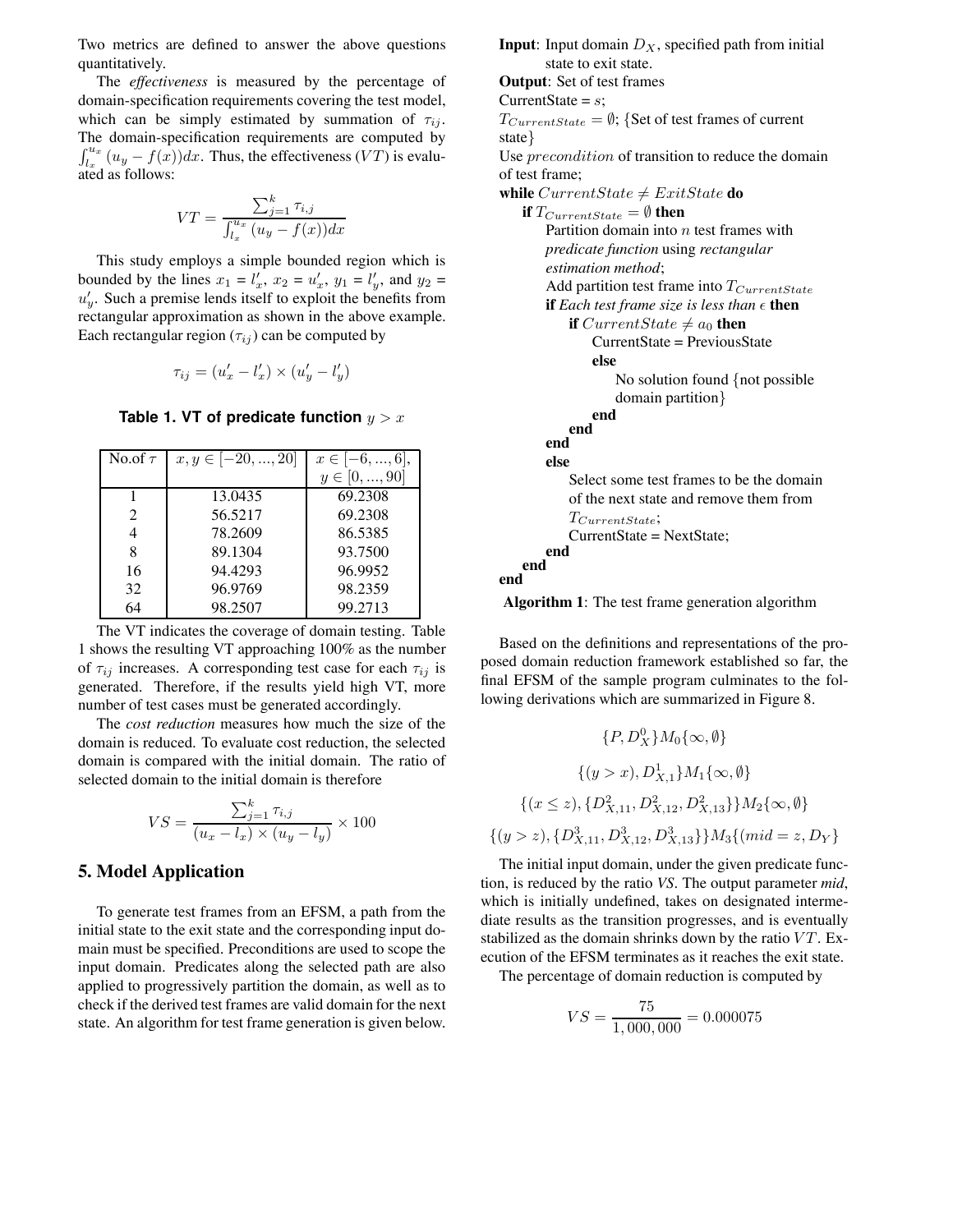Two metrics are defined to answer the above questions quantitatively.

The *effectiveness* is measured by the percentage of domain-specification requirements covering the test model, which can be simply estimated by summation of $\tau_{ij}$. The domain-specification requirements are computed by $\int_{l_x}^{u_x}(u_y - f(x))dx$. Thus, the effectiveness ($VT$) is evaluated as follows:

$$VT = \frac{\sum_{j=1}^{k} \tau_{i,j}}{\int_{l_x}^{u_x}(u_y - f(x))dx}$$

This study employs a simple bounded region which is bounded by the lines $x_1 = l'_x$, $x_2 = u'_x$, $y_1 = l'_y$, and $y_2 = u'_y$. Such a premise lends itself to exploit the benefits from rectangular approximation as shown in the above example. Each rectangular region ($\tau_{ij}$) can be computed by

$$\tau_{ij} = (u'_x - l'_x) \times (u'_y - l'_y)$$

**Table 1. VT of predicate function $y > x$**

| No.of $\tau$ | $x, y \in [-20, ..., 20]$ | $x \in [-6, ..., 6]$, $y \in [0, ..., 90]$ |
|---|---|---|
| 1 | 13.0435 | 69.2308 |
| 2 | 56.5217 | 69.2308 |
| 4 | 78.2609 | 86.5385 |
| 8 | 89.1304 | 93.7500 |
| 16 | 94.4293 | 96.9952 |
| 32 | 96.9769 | 98.2359 |
| 64 | 98.2507 | 99.2713 |

The VT indicates the coverage of domain testing. Table 1 shows the resulting VT approaching 100% as the number of $\tau_{ij}$ increases. A corresponding test case for each $\tau_{ij}$ is generated. Therefore, if the results yield high VT, more number of test cases must be generated accordingly.

The *cost reduction* measures how much the size of the domain is reduced. To evaluate cost reduction, the selected domain is compared with the initial domain. The ratio of selected domain to the initial domain is therefore

$$VS = \frac{\sum_{j=1}^{k} \tau_{i,j}}{(u_x - l_x) \times (u_y - l_y)} \times 100$$

## 5. Model Application

To generate test frames from an EFSM, a path from the initial state to the exit state and the corresponding input domain must be specified. Preconditions are used to scope the input domain. Predicates along the selected path are also applied to progressively partition the domain, as well as to check if the derived test frames are valid domain for the next state. An algorithm for test frame generation is given below.

```
Input: Input domain D_X, specified path from initial
       state to exit state.
Output: Set of test frames
CurrentState = s;
T_CurrentState = ∅; {Set of test frames of current
state}
Use precondition of transition to reduce the domain
of test frame;
while CurrentState ≠ ExitState do
    if T_CurrentState = ∅ then
        Partition domain into n test frames with
        predicate function using rectangular
        estimation method;
        Add partition test frame into T_CurrentState
        if Each test frame size is less than ε then
            if CurrentState ≠ a_0 then
                CurrentState = PreviousState
            else
                No solution found {not possible
                domain partition}
            end
        end
    end
    else
        Select some test frames to be the domain
        of the next state and remove them from
        T_CurrentState;
        CurrentState = NextState;
    end
end
end
```

**Algorithm 1**: The test frame generation algorithm

Based on the definitions and representations of the proposed domain reduction framework established so far, the final EFSM of the sample program culminates to the following derivations which are summarized in Figure 8.

$$\{P, D_X^0\}M_0\{\infty, \emptyset\}$$

$$\{(y > x), D_{X,1}^1\}M_1\{\infty, \emptyset\}$$

$$\{(x \leq z), \{D_{X,11}^2, D_{X,12}^2, D_{X,13}^2\}\}M_2\{\infty, \emptyset\}$$

$$\{(y > z), \{D_{X,11}^3, D_{X,12}^3, D_{X,13}^3\}\}M_3\{(mid = z, D_Y\}$$

The initial input domain, under the given predicate function, is reduced by the ratio *VS*. The output parameter *mid*, which is initially undefined, takes on designated intermediate results as the transition progresses, and is eventually stabilized as the domain shrinks down by the ratio $VT$. Execution of the EFSM terminates as it reaches the exit state.

The percentage of domain reduction is computed by

$$VS = \frac{75}{1,000,000} = 0.000075$$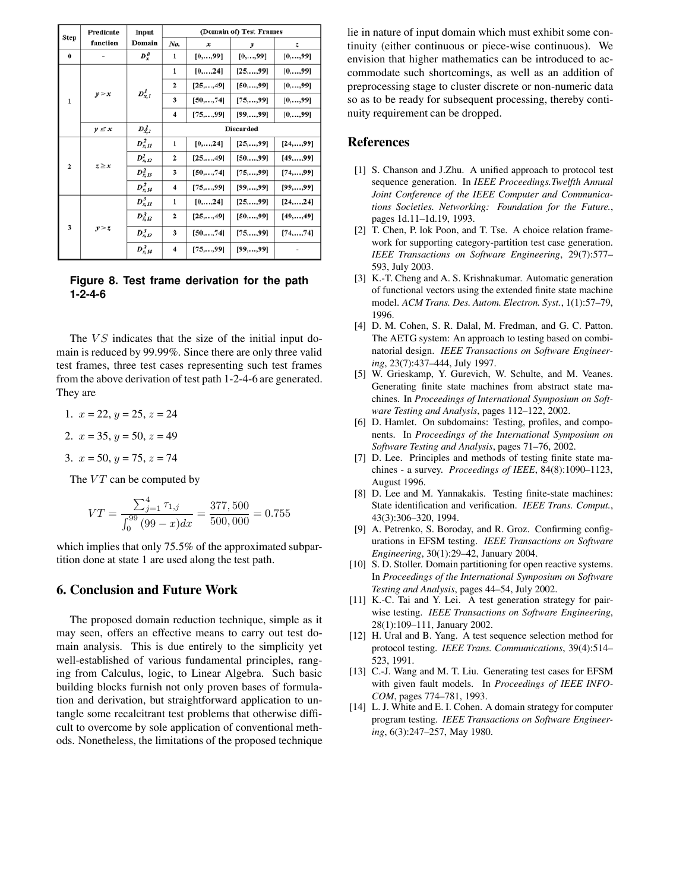| Step | Predicate function | Input Domain | (Domain of) Test Frames | | | |
|---|---|---|---|---|---|---|
| | | | No. | $x$ | $y$ | $z$ |
| 0 | - | $D_x^0$ | 1 | [0,...,99] | [0,...,99] | [0,...,99] |
| 1 | $y > x$ | $D_{x,1}^1$ | 1 | [0,...,24] | [25,...,99] | [0,...,99] |
| | | | 2 | [25,...,49] | [50,...,99] | [0,...,99] |
| | | | 3 | [50,...,74] | [75,...,99] | [0,...,99] |
| | | | 4 | [75,...,99] | [99,...,99] | [0,...,99] |
| | $y \le x$ | $D_{x,2}^1$ | Discarded | | | |
| 2 | $z \ge x$ | $D_{x,11}^2$ | 1 | [0,...,24] | [25,...,99] | [24,...,99] |
| | | $D_{x,12}^2$ | 2 | [25,...,49] | [50,...,99] | [49,...,99] |
| | | $D_{x,13}^2$ | 3 | [50,...,74] | [75,...,99] | [74,...,99] |
| | | $D_{x,14}^2$ | 4 | [75,...,99] | [99,...,99] | [99,...,99] |
| 3 | $y > z$ | $D_{x,11}^3$ | 1 | [0,...,24] | [25,...,99] | [24,...,24] |
| | | $D_{x,12}^3$ | 2 | [25,...,49] | [50,...,99] | [49,...,49] |
| | | $D_{x,13}^3$ | 3 | [50,...,74] | [75,...,99] | [74,...,74] |
| | | $D_{x,14}^3$ | 4 | [75,...,99] | [99,...,99] | - |

**Figure 8. Test frame derivation for the path 1-2-4-6**

The $VS$ indicates that the size of the initial input domain is reduced by 99.99%. Since there are only three valid test frames, three test cases representing such test frames from the above derivation of test path 1-2-4-6 are generated. They are

1. $x$ = 22, $y$ = 25, $z$ = 24
2. $x$ = 35, $y$ = 50, $z$ = 49
3. $x$ = 50, $y$ = 75, $z$ = 74

The $VT$ can be computed by

$$VT = \frac{\sum_{j=1}^{4} \tau_{1,j}}{\int_0^{99} (99 - x) dx} = \frac{377,500}{500,000} = 0.755$$

which implies that only 75.5% of the approximated subpartition done at state 1 are used along the test path.

## 6. Conclusion and Future Work

The proposed domain reduction technique, simple as it may seen, offers an effective means to carry out test domain analysis. This is due entirely to the simplicity yet well-established of various fundamental principles, ranging from Calculus, logic, to Linear Algebra. Such basic building blocks furnish not only proven bases of formulation and derivation, but straightforward application to untangle some recalcitrant test problems that otherwise difficult to overcome by sole application of conventional methods. Nonetheless, the limitations of the proposed technique lie in nature of input domain which must exhibit some continuity (either continuous or piece-wise continuous). We envision that higher mathematics can be introduced to accommodate such shortcomings, as well as an addition of preprocessing stage to cluster discrete or non-numeric data so as to be ready for subsequent processing, thereby continuity requirement can be dropped.

## References

[1] S. Chanson and J.Zhu. A unified approach to protocol test sequence generation. In *IEEE Proceedings.Twelfth Annual Joint Conference of the IEEE Computer and Communications Societies. Networking: Foundation for the Future.*, pages 1d.11–1d.19, 1993.

[2] T. Chen, P. lok Poon, and T. Tse. A choice relation framework for supporting category-partition test case generation. *IEEE Transactions on Software Engineering*, 29(7):577–593, July 2003.

[3] K.-T. Cheng and A. S. Krishnakumar. Automatic generation of functional vectors using the extended finite state machine model. *ACM Trans. Des. Autom. Electron. Syst.*, 1(1):57–79, 1996.

[4] D. M. Cohen, S. R. Dalal, M. Fredman, and G. C. Patton. The AETG system: An approach to testing based on combinatorial design. *IEEE Transactions on Software Engineering*, 23(7):437–444, July 1997.

[5] W. Grieskamp, Y. Gurevich, W. Schulte, and M. Veanes. Generating finite state machines from abstract state machines. In *Proceedings of International Symposium on Software Testing and Analysis*, pages 112–122, 2002.

[6] D. Hamlet. On subdomains: Testing, profiles, and components. In *Proceedings of the International Symposium on Software Testing and Analysis*, pages 71–76, 2002.

[7] D. Lee. Principles and methods of testing finite state machines - a survey. *Proceedings of IEEE*, 84(8):1090–1123, August 1996.

[8] D. Lee and M. Yannakakis. Testing finite-state machines: State identification and verification. *IEEE Trans. Comput.*, 43(3):306–320, 1994.

[9] A. Petrenko, S. Boroday, and R. Groz. Confirming configurations in EFSM testing. *IEEE Transactions on Software Engineering*, 30(1):29–42, January 2004.

[10] S. D. Stoller. Domain partitioning for open reactive systems. In *Proceedings of the International Symposium on Software Testing and Analysis*, pages 44–54, July 2002.

[11] K.-C. Tai and Y. Lei. A test generation strategy for pairwise testing. *IEEE Transactions on Software Engineering*, 28(1):109–111, January 2002.

[12] H. Ural and B. Yang. A test sequence selection method for protocol testing. *IEEE Trans. Communications*, 39(4):514–523, 1991.

[13] C.-J. Wang and M. T. Liu. Generating test cases for EFSM with given fault models. In *Proceedings of IEEE INFOCOM*, pages 774–781, 1993.

[14] L. J. White and E. I. Cohen. A domain strategy for computer program testing. *IEEE Transactions on Software Engineering*, 6(3):247–257, May 1980.